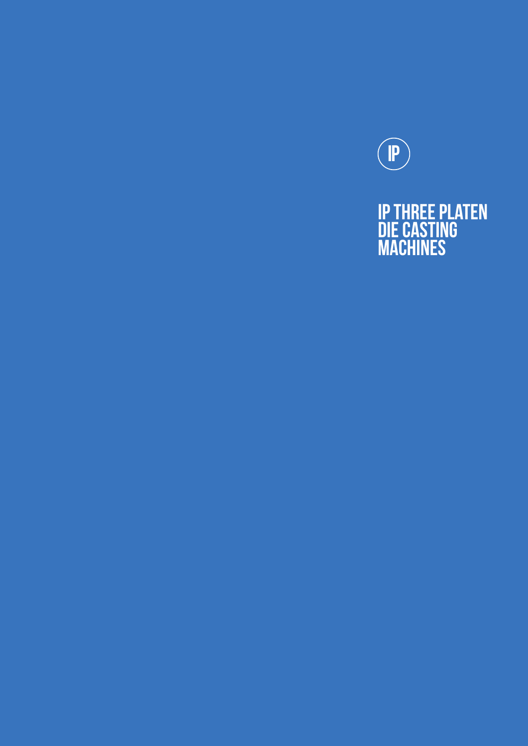IP

# IP THREE PLATEN DIE CASTING MACHINES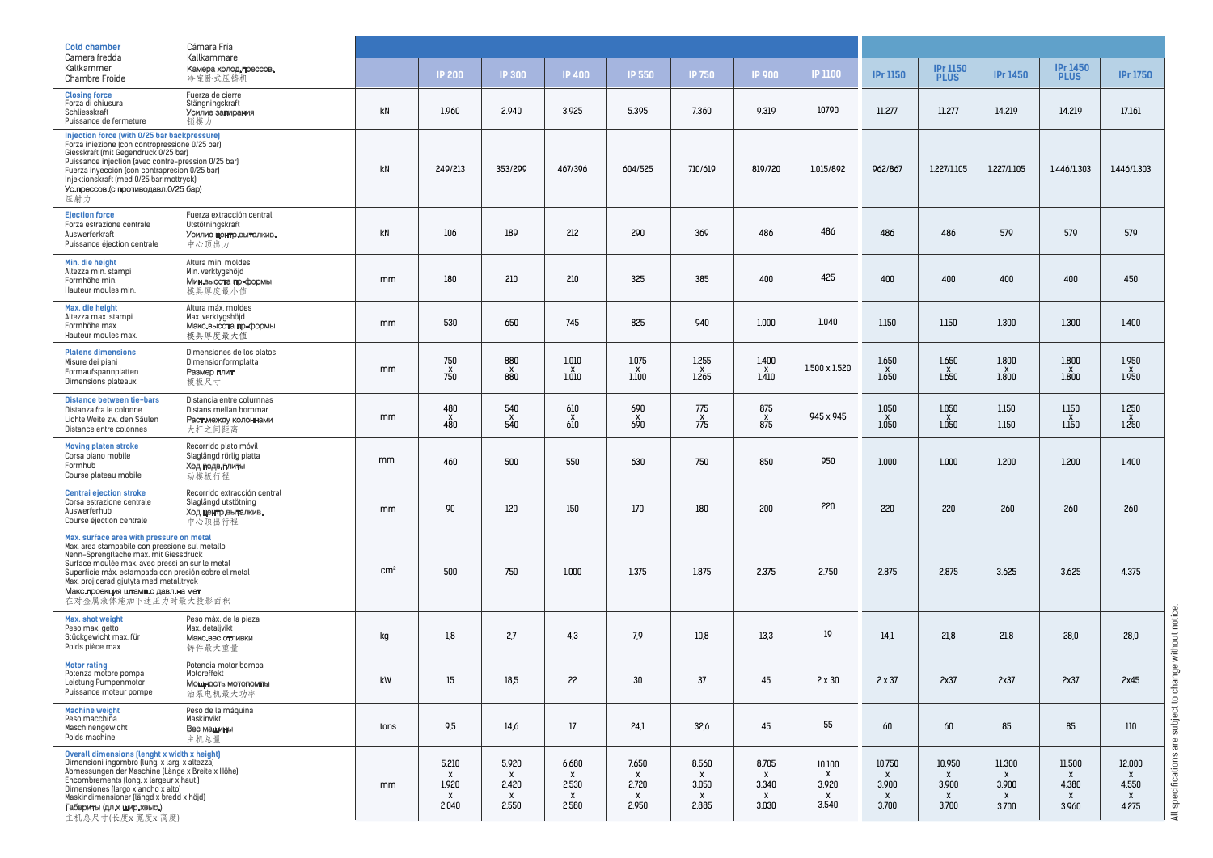| **Cold chamber**<br>Camera fredda<br>Kaltkammer<br>Chambre Froide | Cámara Fría<br>Kallkammare<br>Камера холод.прессов.<br>冷室卧式压铸机 | | IP 200 | IP 300 | IP 400 | IP 550 | IP 750 | IP 900 | IP 1100 | IPr 1150 | IPr 1150 PLUS | IPr 1450 | IPr 1450 PLUS | IPr 1750 |
|---|---|---|---|---|---|---|---|---|---|---|---|---|---|---|
| **Closing force**<br>Forza di chiusura<br>Schliesskraft<br>Puissance de fermeture | Fuerza de cierre<br>Stängningskraft<br>Усилие запирания<br>锁模力 | kN | 1.960 | 2.940 | 3.925 | 5.395 | 7.360 | 9.319 | 10790 | 11.277 | 11.277 | 14.219 | 14.219 | 17.161 |
| **Injection force (with 0/25 bar backpressure)**<br>Forza iniezione (con contropressione 0/25 bar)<br>Giesskraft (mit Gegendruck 0/25 bar)<br>Puissance injection (avec contre-pression 0/25 bar)<br>Fuerza inyección (con contrapresion 0/25 bar)<br>Injektionskraft (med 0/25 bar mottryck)<br>Ус.прессов.(с противодавл.0/25 бар)<br>压射力 | | kN | 249/213 | 353/299 | 467/396 | 604/525 | 710/619 | 819/720 | 1.015/892 | 962/867 | 1.227/1.105 | 1.227/1.105 | 1.446/1.303 | 1.446/1.303 |
| **Ejection force**<br>Forza estrazione centrale<br>Auswerferkraft<br>Puissance éjection centrale | Fuerza extracción central<br>Utstötningskraft<br>Усилие центр.выталкив.<br>中心顶出力 | kN | 106 | 189 | 212 | 290 | 369 | 486 | 486 | 486 | 486 | 579 | 579 | 579 |
| **Min. die height**<br>Altezza min. stampi<br>Formhöhe min.<br>Hauteur moules min. | Altura min. moldes<br>Min. verktygshöjd<br>Мин.высота пр-формы<br>模具厚度最小值 | mm | 180 | 210 | 210 | 325 | 385 | 400 | 425 | 400 | 400 | 400 | 400 | 450 |
| **Max. die height**<br>Altezza max. stampi<br>Formhöhe max.<br>Hauteur moules max. | Altura máx. moldes<br>Max. verktygshöjd<br>Макс.высота пр-формы<br>模具厚度最大值 | mm | 530 | 650 | 745 | 825 | 940 | 1.000 | 1.040 | 1.150 | 1.150 | 1.300 | 1.300 | 1.400 |
| **Platens dimensions**<br>Misure dei piani<br>Formaufspannplatten<br>Dimensions plateaux | Dimensiones de los platos<br>Dimensionformplatta<br>Размер плит<br>模板尺寸 | mm | 750 x 750 | 880 x 880 | 1.010 x 1.010 | 1.075 x 1.100 | 1.255 x 1.265 | 1.400 x 1.410 | 1.500 x 1.520 | 1.650 x 1.650 | 1.650 x 1.650 | 1.800 x 1.800 | 1.800 x 1.800 | 1.950 x 1.950 |
| **Distance between tie-bars**<br>Distanza fra le colonne<br>Lichte Weite zw. den Säulen<br>Distance entre colonnes | Distancia entre columnas<br>Distans mellan bommar<br>Раст.между колоннами<br>大杆之间距离 | mm | 480 x 480 | 540 x 540 | 610 x 610 | 690 x 690 | 775 x 775 | 875 x 875 | 945 x 945 | 1.050 x 1.050 | 1.050 x 1.050 | 1.150 1.150 | 1.150 x 1.150 | 1.250 x 1.250 |
| **Moving platen stroke**<br>Corsa piano mobile<br>Formhub<br>Course plateau mobile | Recorrido plato móvil<br>Slaglängd rörlig platta<br>Ход подв.плиты<br>动模板行程 | mm | 460 | 500 | 550 | 630 | 750 | 850 | 950 | 1.000 | 1.000 | 1.200 | 1.200 | 1.400 |
| **Central ejection stroke**<br>Corsa estrazione centrale<br>Auswerferhub<br>Course éjection centrale | Recorrido extracción central<br>Slaglängd utstötning<br>Ход центр.выталкив.<br>中心顶出行程 | mm | 90 | 120 | 150 | 170 | 180 | 200 | 220 | 220 | 220 | 260 | 260 | 260 |
| **Max. surface area with pressure on metal**<br>Max. area stampabile con pressione sul metallo<br>Nenn-Sprengfläche max. mit Giessdruck<br>Surface moulée max. avec pressi an sur le metal<br>Superficie màx. estampada con presión sobre el metal<br>Max. projicerad gjutyta med metalltryck<br>Макс.проекция штамп.с давл.на мет<br>在对金属液体施加下述压力时最大投影面积 | | cm² | 500 | 750 | 1.000 | 1.375 | 1.875 | 2.375 | 2.750 | 2.875 | 2.875 | 3.625 | 3.625 | 4.375 |
| **Max. shot weight**<br>Peso max. getto<br>Stückgewicht max. für<br>Poids pièce max. | Peso máx. de la pieza<br>Max. detaljvikt<br>Макс.вес отливки<br>铸件最大重量 | kg | 1,8 | 2,7 | 4,3 | 7,9 | 10,8 | 13,3 | 19 | 14,1 | 21,8 | 21,8 | 28,0 | 28,0 |
| **Motor rating**<br>Potenza motore pompa<br>Leistung Pumpenmotor<br>Puissance moteur pompe | Potencia motor bomba<br>Motoreffekt<br>Мощность мотопомпы<br>油泵电机最大功率 | kW | 15 | 18,5 | 22 | 30 | 37 | 45 | 2 x 30 | 2 x 37 | 2x37 | 2x37 | 2x37 | 2x45 |
| **Machine weight**<br>Peso macchina<br>Maschinengewicht<br>Poids machine | Peso de la máquina<br>Maskinvikt<br>Вес машины<br>主机总量 | tons | 9,5 | 14,6 | 17 | 24,1 | 32,6 | 45 | 55 | 60 | 60 | 85 | 85 | 110 |
| **Overall dimensions (lenght x width x height)**<br>Dimensioni ingombro (lung. x larg. x altezza)<br>Abmessungen der Maschine (Länge x Breite x Höhe)<br>Encombrements (long. x largeur x haut.)<br>Dimensiones (largo x ancho x alto)<br>Maskindimensioner (längd x bredd x höjd)<br>Габариты (дл.х шир.хвыс.)<br>主机总尺寸(长度x 宽度x 高度) | | mm | 5.210 x 1.920 x 2.040 | 5.920 x 2.420 x 2.550 | 6.680 x 2.530 x 2.580 | 7.650 x 2.720 x 2.950 | 8.560 x 3.050 x 2.885 | 8.705 x 3.340 x 3.030 | 10.100 x 3.920 x 3.540 | 10.750 x 3.900 x 3.700 | 10.950 x 3.900 x 3.700 | 11.300 x 3.900 x 3.700 | 11.500 x 4.380 x 3.960 | 12.000 x 4.550 x 4.275 |

All specifications are subject to change without notice.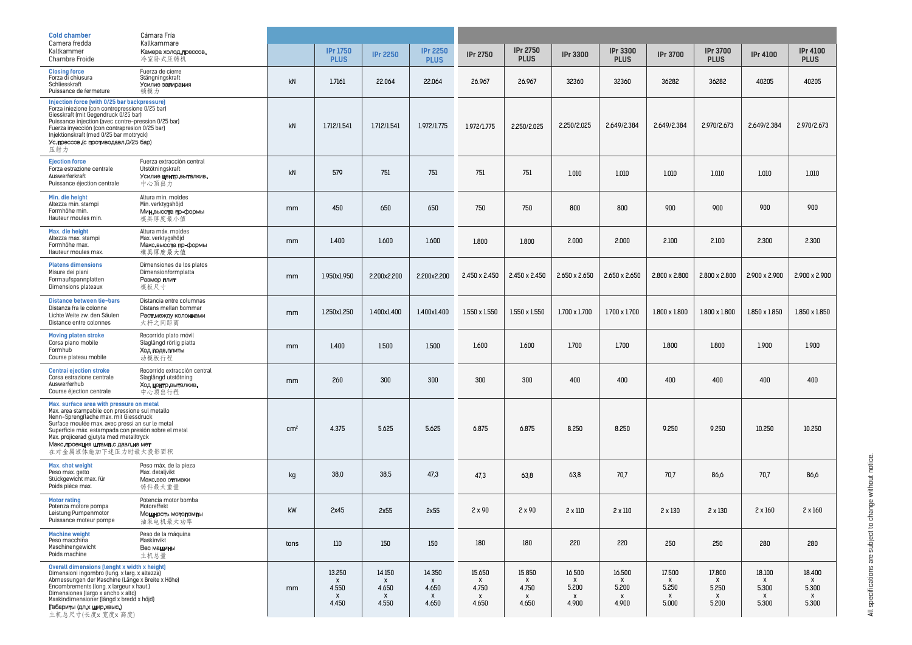| Cold chamber<br>Camera fredda<br>Kaltkammer<br>Chambre Froide | Cámara Fría<br>Kallkammare<br>Камера холод.прессов.<br>冷室卧式压铸机 | | IPr 1750 PLUS | IPr 2250 | IPr 2250 PLUS | IPr 2750 | IPr 2750 PLUS | IPr 3300 | IPr 3300 PLUS | IPr 3700 | IPr 3700 PLUS | IPr 4100 | IPr 4100 PLUS |
|---|---|---|---|---|---|---|---|---|---|---|---|---|---|
| Closing force<br>Forza di chiusura<br>Schliesskraft<br>Puissance de fermeture | Fuerza de cierre<br>Stängningskraft<br>Усилие запирания<br>锁模力 | kN | 17.161 | 22.064 | 22.064 | 26.967 | 26.967 | 32360 | 32360 | 36282 | 36282 | 40205 | 40205 |
| Injection force (with 0/25 bar backpressure)<br>Forza iniezione (con contropressione 0/25 bar)<br>Giesskraft (mit Gegendruck 0/25 bar)<br>Puissance injection (avec contre-pression 0/25 bar)<br>Fuerza inyección (con contrapresion 0/25 bar)<br>Injektionskraft (med 0/25 bar mottryck)<br>Ус.прессов.(с противодавл.0/25 бар)<br>压射力 | | kN | 1.712/1.541 | 1.712/1.541 | 1.972/1.775 | 1.972/1.775 | 2.250/2.025 | 2.250/2.025 | 2.649/2.384 | 2.649/2.384 | 2.970/2.673 | 2.649/2.384 | 2.970/2.673 |
| Ejection force<br>Forza estrazione centrale<br>Auswerferkraft<br>Puissance éjection centrale | Fuerza extracción central<br>Utstötningskraft<br>Усилие центр.выталкив.<br>中心顶出力 | kN | 579 | 751 | 751 | 751 | 751 | 1.010 | 1.010 | 1.010 | 1.010 | 1.010 | 1.010 |
| Min. die height<br>Altezza min. stampi<br>Formhöhe min.<br>Hauteur moules min. | Altura min. moldes<br>Min. verktygshöjd<br>Мин.высота пр-формы<br>模具厚度最小值 | mm | 450 | 650 | 650 | 750 | 750 | 800 | 800 | 900 | 900 | 900 | 900 |
| Max. die height<br>Altezza max. stampi<br>Formhöhe max.<br>Hauteur moules max. | Altura máx. moldes<br>Max. verktygshöjd<br>Макс.высота пр-формы<br>模具厚度最大值 | mm | 1.400 | 1.600 | 1.600 | 1.800 | 1.800 | 2.000 | 2.000 | 2.100 | 2.100 | 2.300 | 2.300 |
| Platens dimensions<br>Misure dei piani<br>Formaufspannplatten<br>Dimensions plateaux | Dimensiones de los platos<br>Dimensionformplatta<br>Размер плит<br>模板尺寸 | mm | 1.950x1.950 | 2.200x2.200 | 2.200x2.200 | 2.450 x 2.450 | 2.450 x 2.450 | 2.650 x 2.650 | 2.650 x 2.650 | 2.800 x 2.800 | 2.800 x 2.800 | 2.900 x 2.900 | 2.900 x 2.900 |
| Distance between tie-bars<br>Distanza fra le colonne<br>Lichte Weite zw. den Säulen<br>Distance entre colonnes | Distancia entre columnas<br>Distans mellan bommar<br>Раст.между колоннами<br>大杆之间距离 | mm | 1.250x1.250 | 1.400x1.400 | 1.400x1.400 | 1.550 x 1.550 | 1.550 x 1.550 | 1.700 x 1.700 | 1.700 x 1.700 | 1.800 x 1.800 | 1.800 x 1.800 | 1.850 x 1.850 | 1.850 x 1.850 |
| Moving platen stroke<br>Corsa piano mobile<br>Formhub<br>Course plateau mobile | Recorrido plato móvil<br>Slaglängd rörlig platta<br>Ход подв.плиты<br>动模板行程 | mm | 1.400 | 1.500 | 1.500 | 1.600 | 1.600 | 1.700 | 1.700 | 1.800 | 1.800 | 1.900 | 1.900 |
| Central ejection stroke<br>Corsa estrazione centrale<br>Auswerferhub<br>Course éjection centrale | Recorrido extracción central<br>Slaglängd utstötning<br>Ход центр.выталкив.<br>中心顶出行程 | mm | 260 | 300 | 300 | 300 | 300 | 400 | 400 | 400 | 400 | 400 | 400 |
| Max. surface area with pressure on metal<br>Max. area stampabile con pressione sul metallo<br>Nenn-Sprengfläche max. mit Giessdruck<br>Surface moulée max. avec pressi an sur le metal<br>Superficie máx. estampada con presión sobre el metal<br>Max. projicerad gjutyta med metalltryck<br>Макс.проекция штамп.с давл.на мет<br>在对金属液体施加下述压力时最大投影面积 | | cm² | 4.375 | 5.625 | 5.625 | 6.875 | 6.875 | 8.250 | 8.250 | 9.250 | 9.250 | 10.250 | 10.250 |
| Max. shot weight<br>Peso max. getto<br>Stückgewicht max. für<br>Poids pièce max. | Peso máx. de la pieza<br>Max. detaljvikt<br>Макс.вес отливки<br>铸件最大重量 | kg | 38,0 | 38,5 | 47,3 | 47,3 | 63,8 | 63,8 | 70,7 | 70,7 | 86,6 | 70,7 | 86,6 |
| Motor rating<br>Potenza motore pompa<br>Leistung Pumpenmotor<br>Puissance moteur pompe | Potencia motor bomba<br>Motoreffekt<br>Мощность мотопомпы<br>油泵电机最大功率 | kW | 2x45 | 2x55 | 2x55 | 2 x 90 | 2 x 90 | 2 x 110 | 2 x 110 | 2 x 130 | 2 x 130 | 2 x 160 | 2 x 160 |
| Machine weight<br>Peso macchina<br>Maschinengewicht<br>Poids machine | Peso de la máquina<br>Maskinvikt<br>Вес машины<br>主机总量 | tons | 110 | 150 | 150 | 180 | 180 | 220 | 220 | 250 | 250 | 280 | 280 |
| Overall dimensions (lenght x width x height)<br>Dimensioni ingombro (lung. x larg. x altezza)<br>Abmessungen der Maschine (Länge x Breite x Höhe)<br>Encombrements (long. x largeur x haut.)<br>Dimensiones (largo x ancho x alto)<br>Maskindimensioner (längd x bredd x höjd)<br>Габариты (дл.х шир.хвыс.)<br>主机总尺寸(长度x 宽度x 高度) | | mm | 13.250 x 4.550 x 4.450 | 14.150 x 4.650 x 4.550 | 14.350 x 4.650 x 4.650 | 15.650 x 4.750 x 4.650 | 15.850 x 4.750 x 4.650 | 16.500 x 5.200 x 4.900 | 16.500 x 5.200 x 4.900 | 17.500 x 5.250 x 5.000 | 17.800 x 5.250 x 5.200 | 18.100 x 5.300 x 5.300 | 18.400 x 5.300 x 5.300 |

All specifications are subject to change without notice.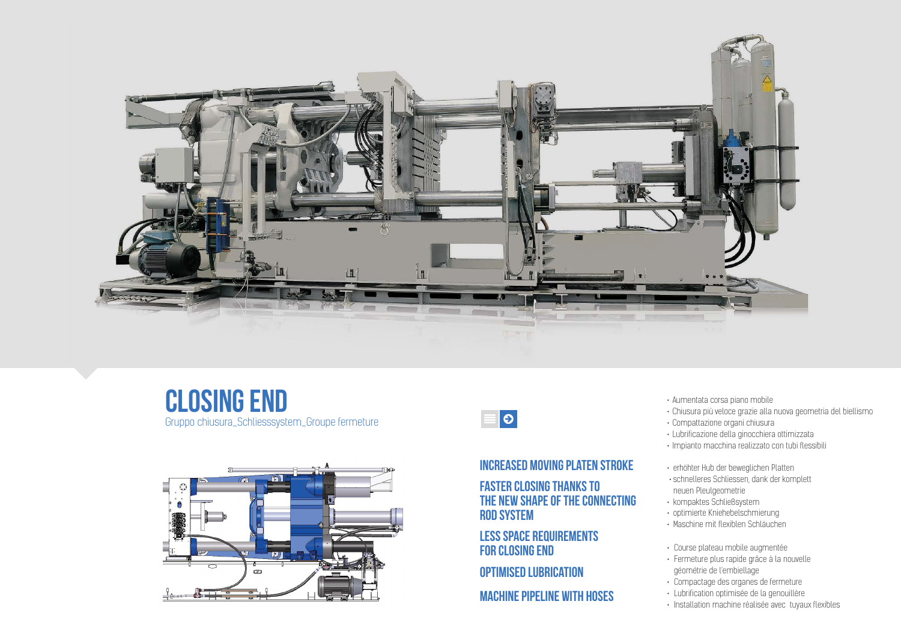# CLOSING END

Gruppo chiusura_Schliesssystem_Groupe fermeture

## INCREASED MOVING PLATEN STROKE

## FASTER CLOSING THANKS TO THE NEW SHAPE OF THE CONNECTING ROD SYSTEM

## LESS SPACE REQUIREMENTS FOR CLOSING END

## OPTIMISED LUBRICATION

## MACHINE PIPELINE WITH HOSES

- Aumentata corsa piano mobile
- Chiusura più veloce grazie alla nuova geometria del biellismo
- Compattazione organi chiusura
- Lubrificazione della ginocchiera ottimizzata
- Impianto macchina realizzato con tubi flessibili

- erhöhter Hub der beweglichen Platten
- schnelleres Schliessen, dank der komplett neuen Pleulgeometrie
- kompaktes Schließsystem
- optimierte Kniehebelschmierung
- Maschine mit flexiblen Schläuchen

- Course plateau mobile augmentée
- Fermeture plus rapide grâce à la nouvelle géométrie de l'embiellage
- Compactage des organes de fermeture
- Lubrification optimisée de la genouillère
- Installation machine réalisée avec tuyaux flexibles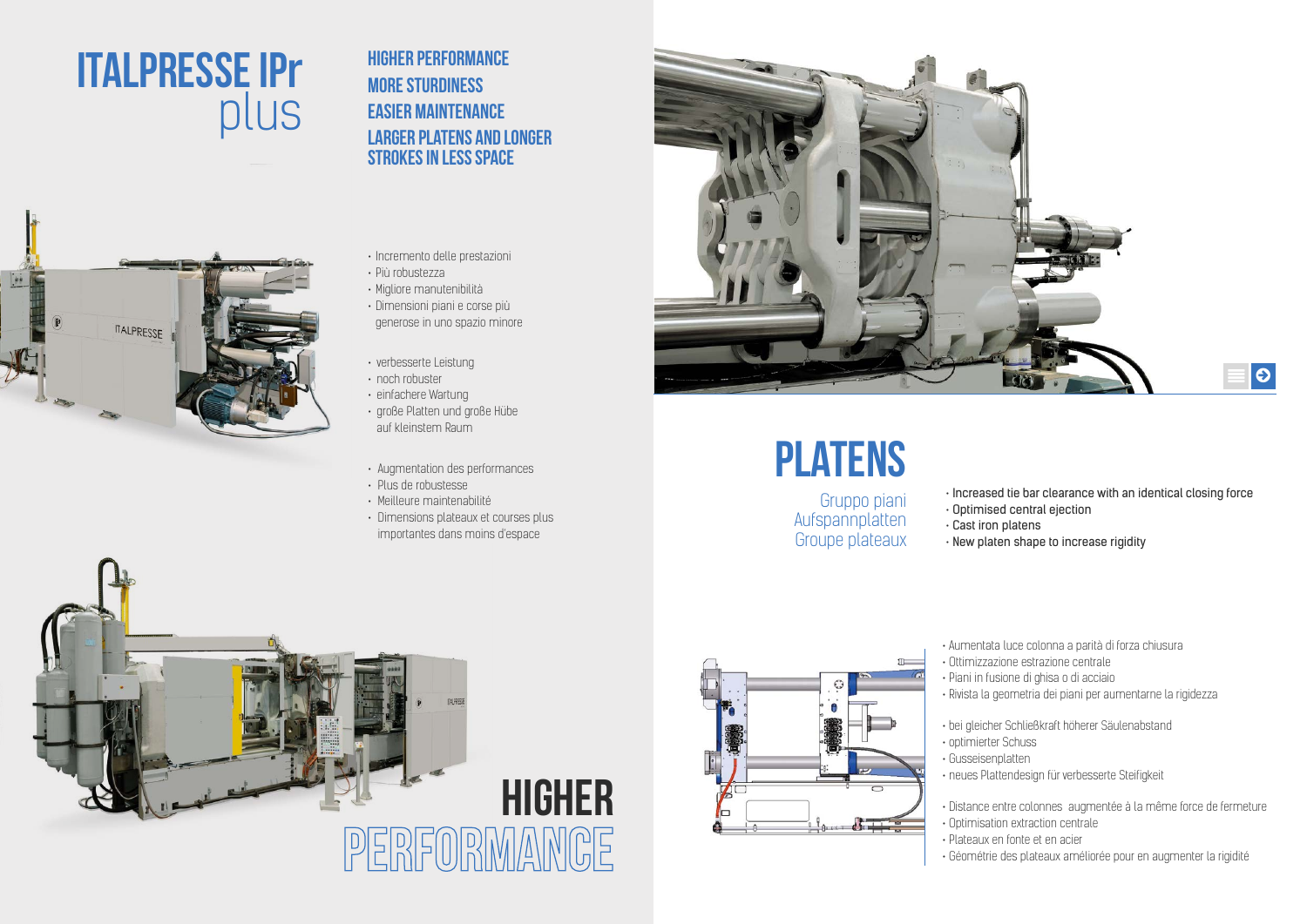# ITALPRESSE IPr plus

## HIGHER PERFORMANCE
## MORE STURDINESS
## EASIER MAINTENANCE
## LARGER PLATENS AND LONGER STROKES IN LESS SPACE

- Incremento delle prestazioni
- Più robustezza
- Migliore manutenibilità
- Dimensioni piani e corse più generose in uno spazio minore

- verbesserte Leistung
- noch robuster
- einfachere Wartung
- große Platten und große Hübe auf kleinstem Raum

- Augmentation des performances
- Plus de robustesse
- Meilleure maintenabilité
- Dimensions plateaux et courses plus importantes dans moins d'espace

## HIGHER PERFORMANCE

# PLATENS

Gruppo piani
Aufspannplatten
Groupe plateaux

- Increased tie bar clearance with an identical closing force
- Optimised central ejection
- Cast iron platens
- New platen shape to increase rigidity

- Aumentata luce colonna a parità di forza chiusura
- Ottimizzazione estrazione centrale
- Piani in fusione di ghisa o di acciaio
- Rivista la geometria dei piani per aumentarne la rigidezza

- bei gleicher Schließkraft höherer Säulenabstand
- optimierter Schuss
- Gusseisenplatten
- neues Plattendesign für verbesserte Steifigkeit

- Distance entre colonnes augmentée à la même force de fermeture
- Optimisation extraction centrale
- Plateaux en fonte et en acier
- Géométrie des plateaux améliorée pour en augmenter la rigidité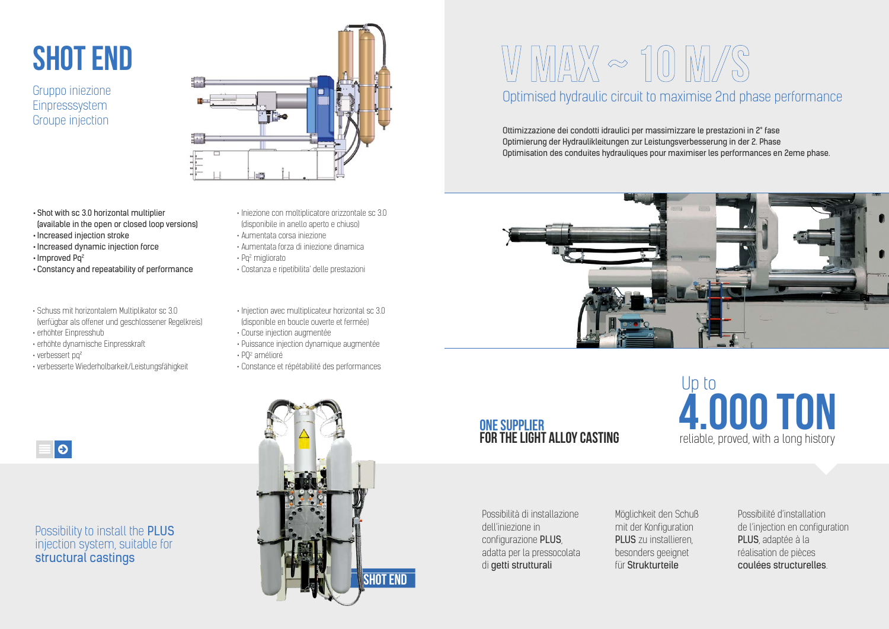# SHOT END

Gruppo iniezione
Einpresssystem
Groupe injection

- Shot with sc 3.0 horizontal multiplier (available in the open or closed loop versions)
- Increased injection stroke
- Increased dynamic injection force
- Improved $Pq^2$
- Constancy and repeatability of performance

- Iniezione con moltiplicatore orizzontale sc 3.0 (disponibile in anello aperto e chiuso)
- Aumentata corsa iniezione
- Aumentata forza di iniezione dinamica
- $Pq^2$ migliorato
- Costanza e ripetibilita' delle prestazioni

- Schuss mit horizontalem Multiplikator sc 3.0 (verfügbar als offener und geschlossener Regelkreis)
- erhöhter Einpresshub
- erhöhte dynamische Einpresskraft
- verbessert $pq^2$
- verbesserte Wiederholbarkeit/Leistungsfähigkeit

- Injection avec multiplicateur horizontal sc 3.0 (disponible en boucle ouverte et fermée)
- Course injection augmentée
- Puissance injection dynamique augmentée
- $PQ^2$ amélioré
- Constance et répétabilité des performances

Possibility to install the **PLUS** injection system, suitable for **structural castings**

SHOT END

# V MAX ~ 10 M/S

Optimised hydraulic circuit to maximise 2nd phase performance

Ottimizzazione dei condotti idraulici per massimizzare le prestazioni in 2° fase
Optimierung der Hydraulikleitungen zur Leistungsverbesserung in der 2. Phase
Optimisation des conduites hydrauliques pour maximiser les performances en 2eme phase.

**ONE SUPPLIER**
**FOR THE LIGHT ALLOY CASTING**

Up to
**4.000 TON**
reliable, proved, with a long history

Possibilità di installazione dell'iniezione in configurazione **PLUS**, adatta per la pressocolata di **getti strutturali**

Möglichkeit den Schuß mit der Konfiguration **PLUS** zu installieren, besonders geeignet für **Strukturteile**

Possibilité d'installation de l'injection en configuration **PLUS**, adaptée à la réalisation de pièces **coulées structurelles**.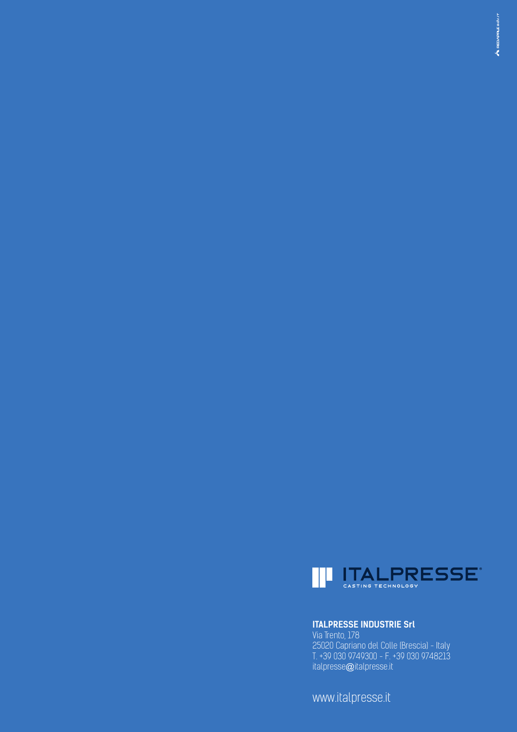ITALPRESSE

CASTING TECHNOLOGY

**ITALPRESSE INDUSTRIE Srl**

Via Trento, 178
25020 Capriano del Colle (Brescia) - Italy
T. +39 030 9749300 - F. +39 030 9748213
italpresse@italpresse.it

www.italpresse.it